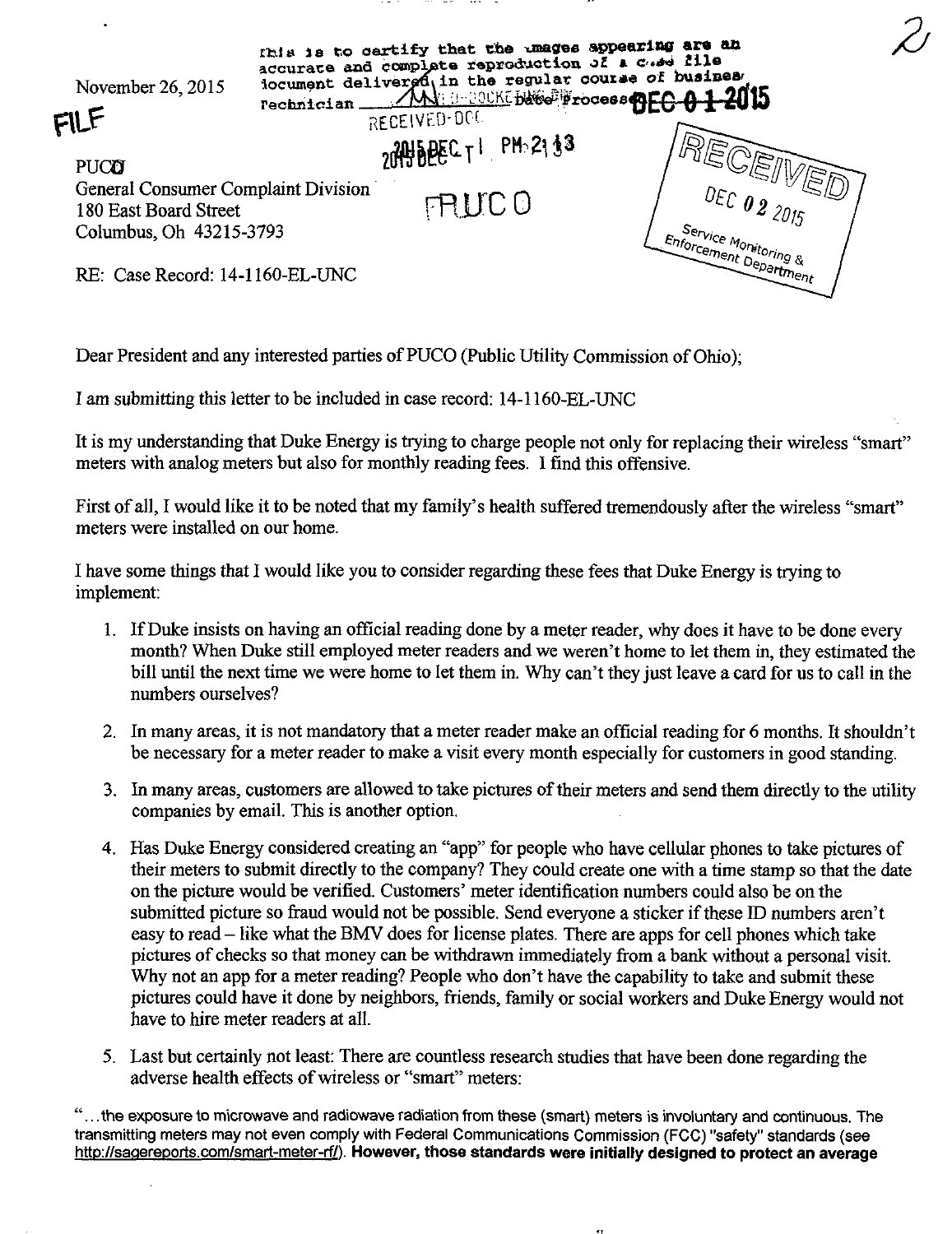This is to certify that the images appearing are an accurate and complete reproduction of a case file document delivered in the regular course of business. Technician ___ Date Processed DEC 0 1 2015

November 26, 2015

FILE

RECEIVED-DOCKETING DIV

2015 DEC -1 PM 2:13

PUCO

RECEIVED
DEC 02 2015
Service Monitoring & Enforcement Department

PUCO
General Consumer Complaint Division
180 East Board Street
Columbus, Oh 43215-3793

RE: Case Record: 14-1160-EL-UNC

Dear President and any interested parties of PUCO (Public Utility Commission of Ohio);

I am submitting this letter to be included in case record: 14-1160-EL-UNC

It is my understanding that Duke Energy is trying to charge people not only for replacing their wireless "smart" meters with analog meters but also for monthly reading fees. I find this offensive.

First of all, I would like it to be noted that my family's health suffered tremendously after the wireless "smart" meters were installed on our home.

I have some things that I would like you to consider regarding these fees that Duke Energy is trying to implement:

1. If Duke insists on having an official reading done by a meter reader, why does it have to be done every month? When Duke still employed meter readers and we weren't home to let them in, they estimated the bill until the next time we were home to let them in. Why can't they just leave a card for us to call in the numbers ourselves?

2. In many areas, it is not mandatory that a meter reader make an official reading for 6 months. It shouldn't be necessary for a meter reader to make a visit every month especially for customers in good standing.

3. In many areas, customers are allowed to take pictures of their meters and send them directly to the utility companies by email. This is another option.

4. Has Duke Energy considered creating an "app" for people who have cellular phones to take pictures of their meters to submit directly to the company? They could create one with a time stamp so that the date on the picture would be verified. Customers' meter identification numbers could also be on the submitted picture so fraud would not be possible. Send everyone a sticker if these ID numbers aren't easy to read – like what the BMV does for license plates. There are apps for cell phones which take pictures of checks so that money can be withdrawn immediately from a bank without a personal visit. Why not an app for a meter reading? People who don't have the capability to take and submit these pictures could have it done by neighbors, friends, family or social workers and Duke Energy would not have to hire meter readers at all.

5. Last but certainly not least: There are countless research studies that have been done regarding the adverse health effects of wireless or "smart" meters:

"…the exposure to microwave and radiowave radiation from these (smart) meters is involuntary and continuous. The transmitting meters may not even comply with Federal Communications Commission (FCC) "safety" standards (see http://sagereports.com/smart-meter-rf/). **However, those standards were initially designed to protect an average**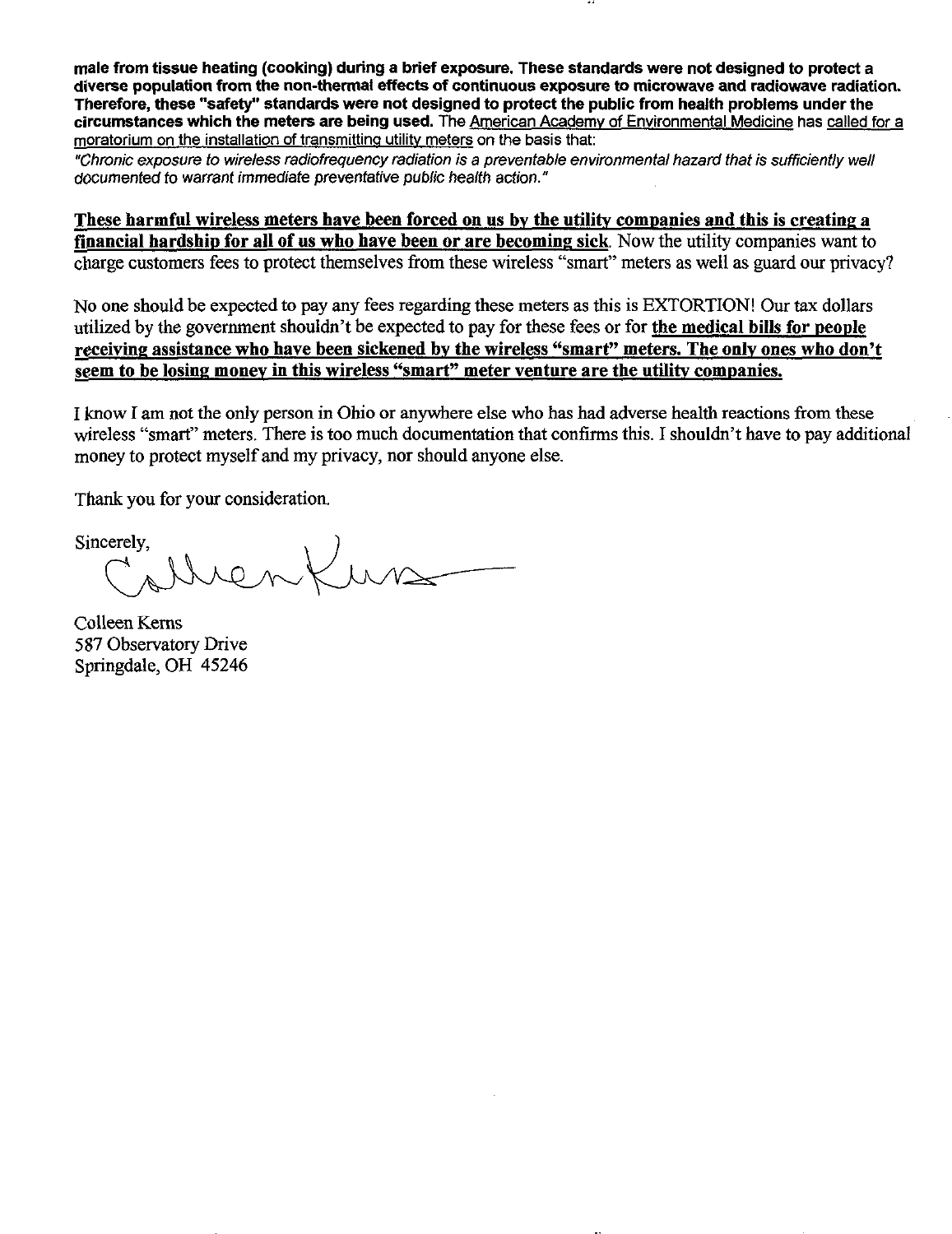**male from tissue heating (cooking) during a brief exposure. These standards were not designed to protect a diverse population from the non-thermal effects of continuous exposure to microwave and radiowave radiation. Therefore, these "safety" standards were not designed to protect the public from health problems under the circumstances which the meters are being used.** The American Academy of Environmental Medicine has called for a moratorium on the installation of transmitting utility meters on the basis that:

*"Chronic exposure to wireless radiofrequency radiation is a preventable environmental hazard that is sufficiently well documented to warrant immediate preventative public health action."*

**These harmful wireless meters have been forced on us by the utility companies and this is creating a financial hardship for all of us who have been or are becoming sick**. Now the utility companies want to charge customers fees to protect themselves from these wireless "smart" meters as well as guard our privacy?

No one should be expected to pay any fees regarding these meters as this is EXTORTION! Our tax dollars utilized by the government shouldn't be expected to pay for these fees or for **the medical bills for people receiving assistance who have been sickened by the wireless "smart" meters. The only ones who don't seem to be losing money in this wireless "smart" meter venture are the utility companies.**

I know I am not the only person in Ohio or anywhere else who has had adverse health reactions from these wireless "smart" meters. There is too much documentation that confirms this. I shouldn't have to pay additional money to protect myself and my privacy, nor should anyone else.

Thank you for your consideration.

Sincerely,

Colleen Kerns
587 Observatory Drive
Springdale, OH 45246